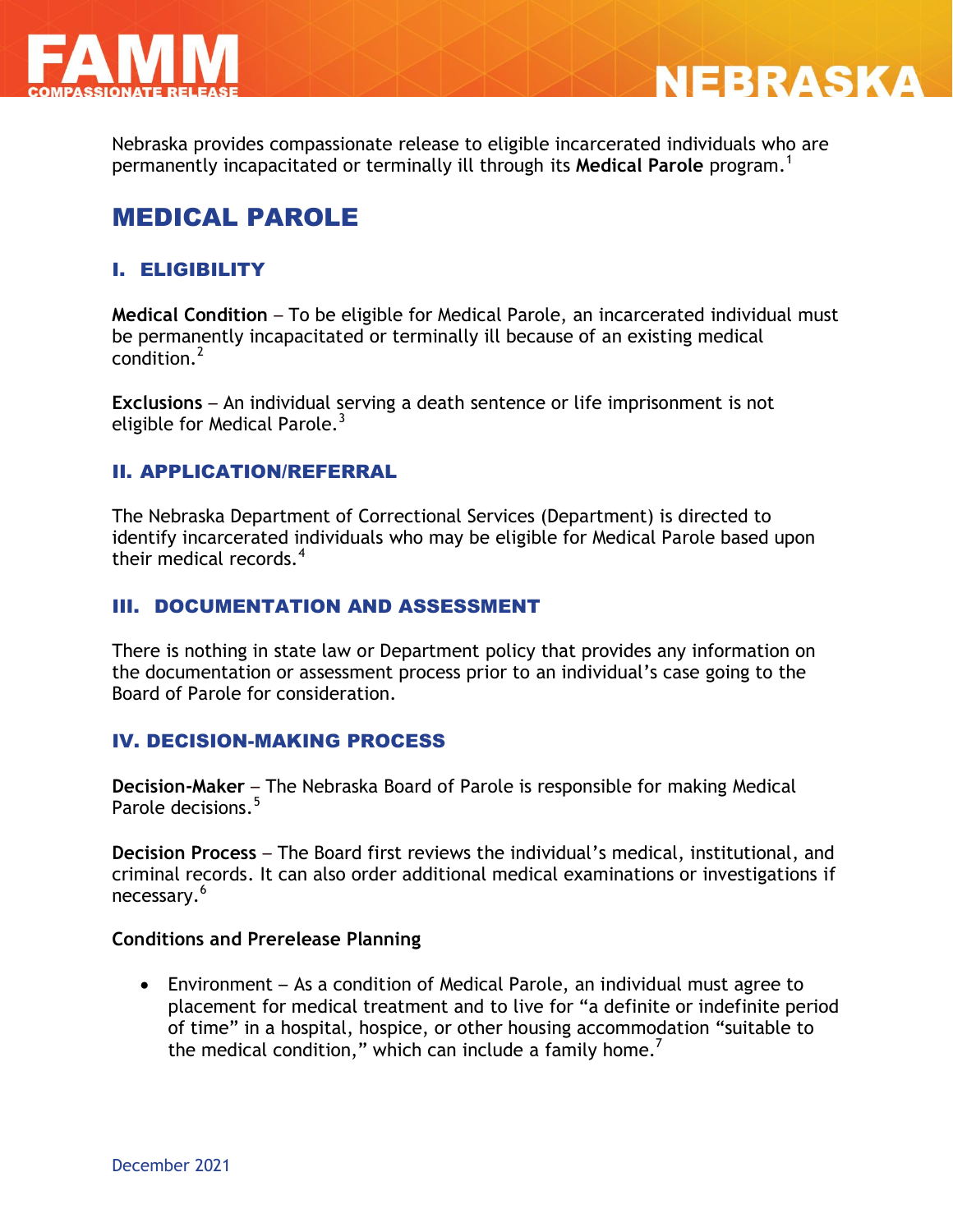# FAMM COMPASSIONATE RELEASE — NEBRASKA

Nebraska provides compassionate release to eligible incarcerated individuals who are permanently incapacitated or terminally ill through its **Medical Parole** program.[1]

## MEDICAL PAROLE

### I. ELIGIBILITY

**Medical Condition** – To be eligible for Medical Parole, an incarcerated individual must be permanently incapacitated or terminally ill because of an existing medical condition.[2]

**Exclusions** – An individual serving a death sentence or life imprisonment is not eligible for Medical Parole.[3]

### II. APPLICATION/REFERRAL

The Nebraska Department of Correctional Services (Department) is directed to identify incarcerated individuals who may be eligible for Medical Parole based upon their medical records.[4]

### III. DOCUMENTATION AND ASSESSMENT

There is nothing in state law or Department policy that provides any information on the documentation or assessment process prior to an individual's case going to the Board of Parole for consideration.

### IV. DECISION-MAKING PROCESS

**Decision-Maker** – The Nebraska Board of Parole is responsible for making Medical Parole decisions.[5]

**Decision Process** – The Board first reviews the individual's medical, institutional, and criminal records. It can also order additional medical examinations or investigations if necessary.[6]

**Conditions and Prerelease Planning**

- Environment – As a condition of Medical Parole, an individual must agree to placement for medical treatment and to live for "a definite or indefinite period of time" in a hospital, hospice, or other housing accommodation "suitable to the medical condition," which can include a family home.[7]

December 2021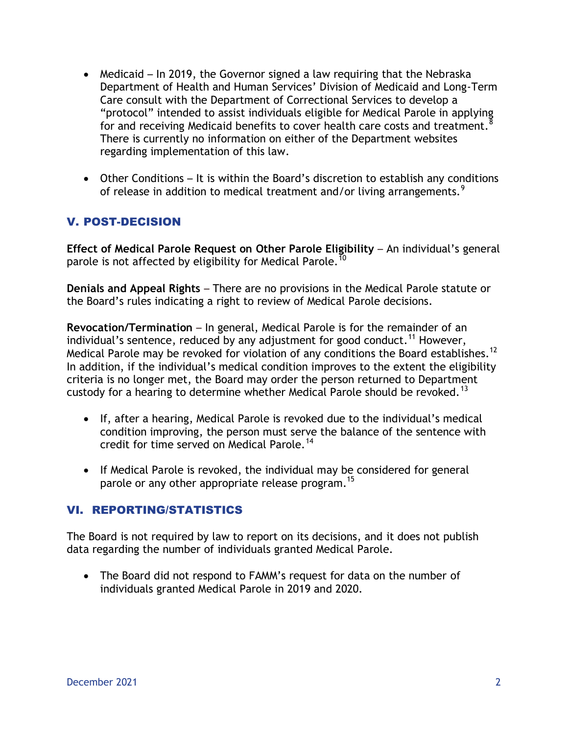- Medicaid – In 2019, the Governor signed a law requiring that the Nebraska Department of Health and Human Services' Division of Medicaid and Long-Term Care consult with the Department of Correctional Services to develop a "protocol" intended to assist individuals eligible for Medical Parole in applying for and receiving Medicaid benefits to cover health care costs and treatment.[8] There is currently no information on either of the Department websites regarding implementation of this law.

- Other Conditions – It is within the Board's discretion to establish any conditions of release in addition to medical treatment and/or living arrangements.[9]

## V. POST-DECISION

**Effect of Medical Parole Request on Other Parole Eligibility** – An individual's general parole is not affected by eligibility for Medical Parole.[10]

**Denials and Appeal Rights** – There are no provisions in the Medical Parole statute or the Board's rules indicating a right to review of Medical Parole decisions.

**Revocation/Termination** – In general, Medical Parole is for the remainder of an individual's sentence, reduced by any adjustment for good conduct.[11] However, Medical Parole may be revoked for violation of any conditions the Board establishes.[12] In addition, if the individual's medical condition improves to the extent the eligibility criteria is no longer met, the Board may order the person returned to Department custody for a hearing to determine whether Medical Parole should be revoked.[13]

- If, after a hearing, Medical Parole is revoked due to the individual's medical condition improving, the person must serve the balance of the sentence with credit for time served on Medical Parole.[14]

- If Medical Parole is revoked, the individual may be considered for general parole or any other appropriate release program.[15]

## VI. REPORTING/STATISTICS

The Board is not required by law to report on its decisions, and it does not publish data regarding the number of individuals granted Medical Parole.

- The Board did not respond to FAMM's request for data on the number of individuals granted Medical Parole in 2019 and 2020.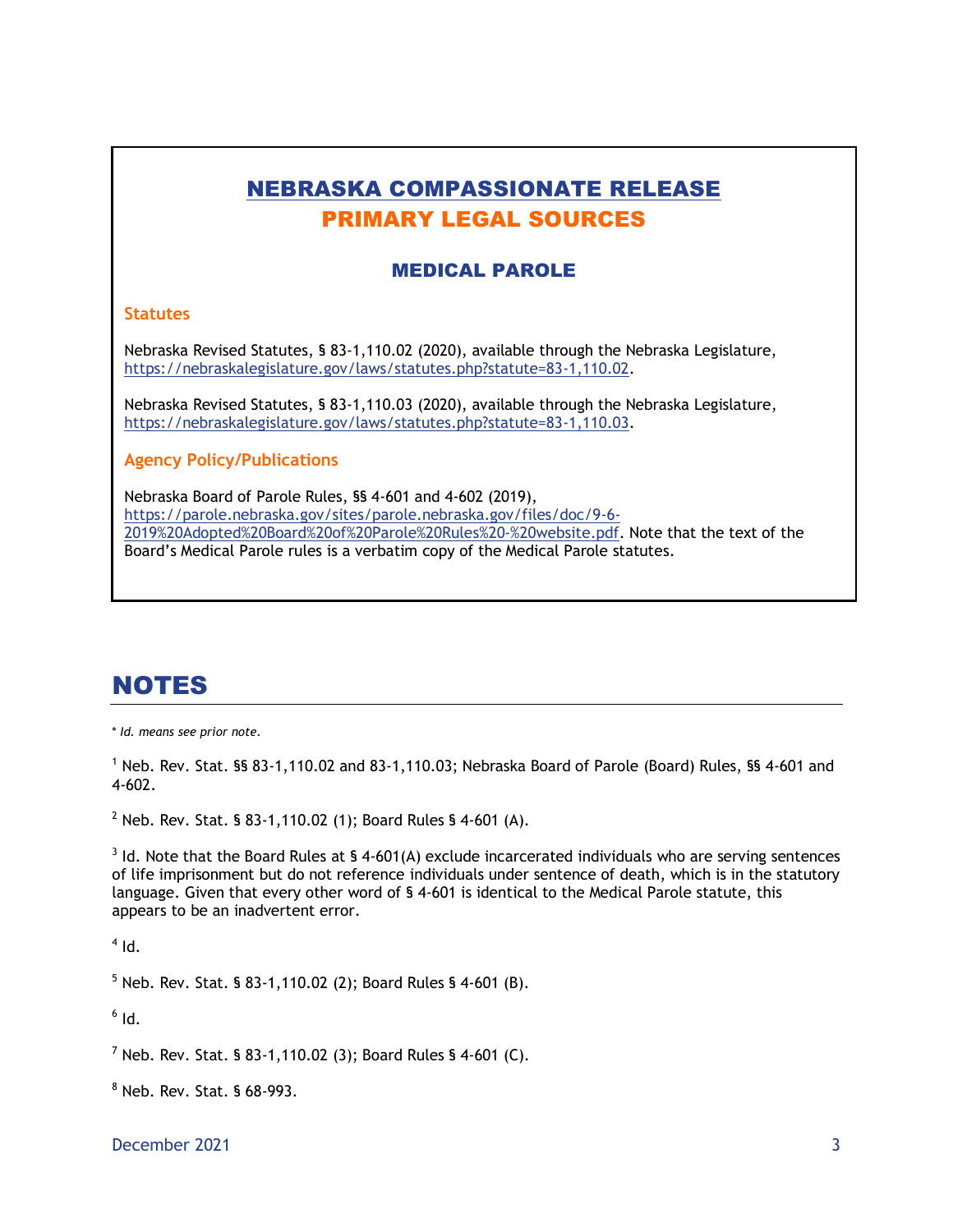# NEBRASKA COMPASSIONATE RELEASE
## PRIMARY LEGAL SOURCES

### MEDICAL PAROLE

#### Statutes

Nebraska Revised Statutes, § 83-1,110.02 (2020), available through the Nebraska Legislature, https://nebraskalegislature.gov/laws/statutes.php?statute=83-1,110.02.

Nebraska Revised Statutes, § 83-1,110.03 (2020), available through the Nebraska Legislature, https://nebraskalegislature.gov/laws/statutes.php?statute=83-1,110.03.

#### Agency Policy/Publications

Nebraska Board of Parole Rules, §§ 4-601 and 4-602 (2019), https://parole.nebraska.gov/sites/parole.nebraska.gov/files/doc/9-6-2019%20Adopted%20Board%20of%20Parole%20Rules%20-%20website.pdf. Note that the text of the Board's Medical Parole rules is a verbatim copy of the Medical Parole statutes.

# NOTES

*\* Id. means see prior note.*

[1] Neb. Rev. Stat. §§ 83-1,110.02 and 83-1,110.03; Nebraska Board of Parole (Board) Rules, §§ 4-601 and 4-602.

[2] Neb. Rev. Stat. § 83-1,110.02 (1); Board Rules § 4-601 (A).

[3] Id. Note that the Board Rules at § 4-601(A) exclude incarcerated individuals who are serving sentences of life imprisonment but do not reference individuals under sentence of death, which is in the statutory language. Given that every other word of § 4-601 is identical to the Medical Parole statute, this appears to be an inadvertent error.

[4] Id.

[5] Neb. Rev. Stat. § 83-1,110.02 (2); Board Rules § 4-601 (B).

[6] Id.

[7] Neb. Rev. Stat. § 83-1,110.02 (3); Board Rules § 4-601 (C).

[8] Neb. Rev. Stat. § 68-993.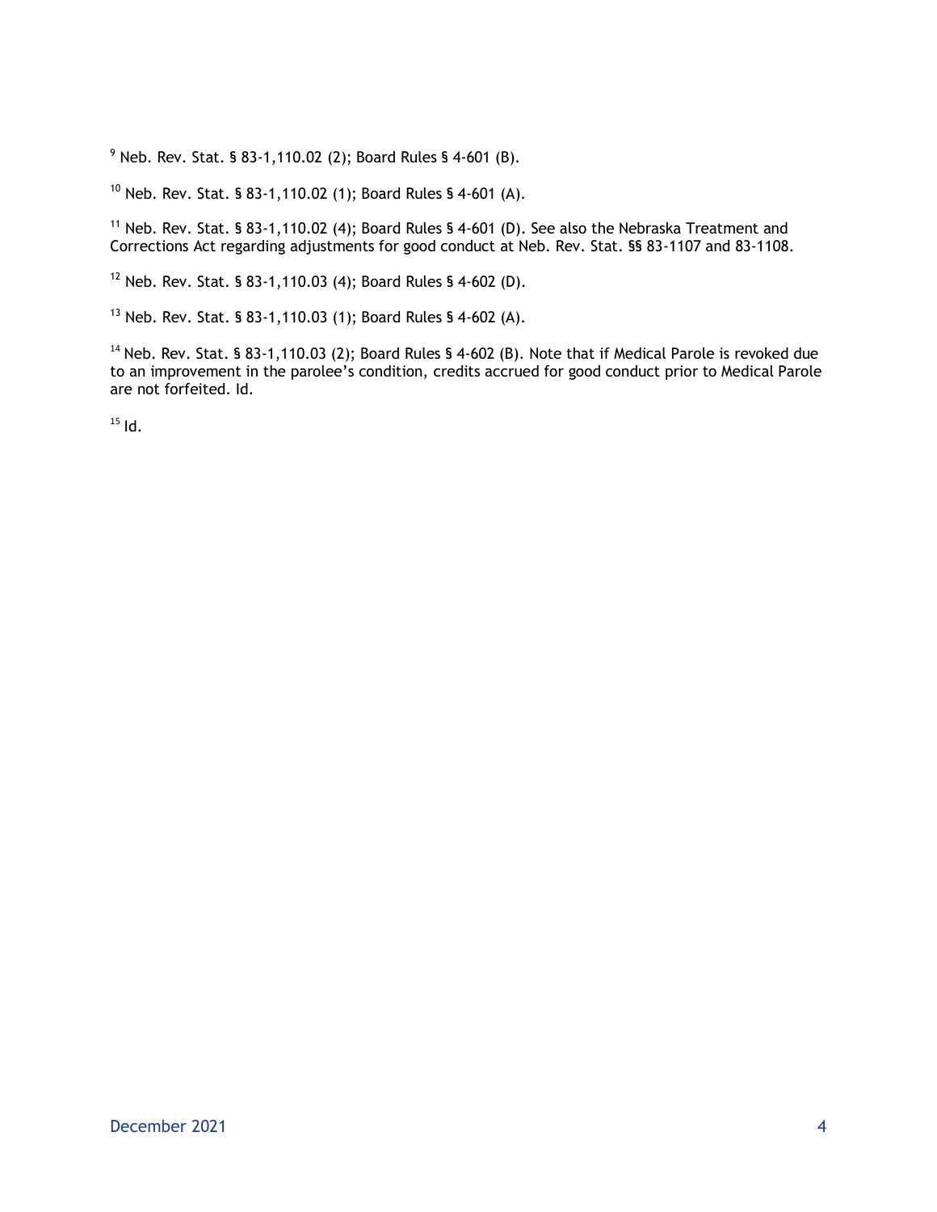[9] Neb. Rev. Stat. § 83-1,110.02 (2); Board Rules § 4-601 (B).

[10] Neb. Rev. Stat. § 83-1,110.02 (1); Board Rules § 4-601 (A).

[11] Neb. Rev. Stat. § 83-1,110.02 (4); Board Rules § 4-601 (D). See also the Nebraska Treatment and Corrections Act regarding adjustments for good conduct at Neb. Rev. Stat. §§ 83-1107 and 83-1108.

[12] Neb. Rev. Stat. § 83-1,110.03 (4); Board Rules § 4-602 (D).

[13] Neb. Rev. Stat. § 83-1,110.03 (1); Board Rules § 4-602 (A).

[14] Neb. Rev. Stat. § 83-1,110.03 (2); Board Rules § 4-602 (B). Note that if Medical Parole is revoked due to an improvement in the parolee's condition, credits accrued for good conduct prior to Medical Parole are not forfeited. Id.

[15] Id.